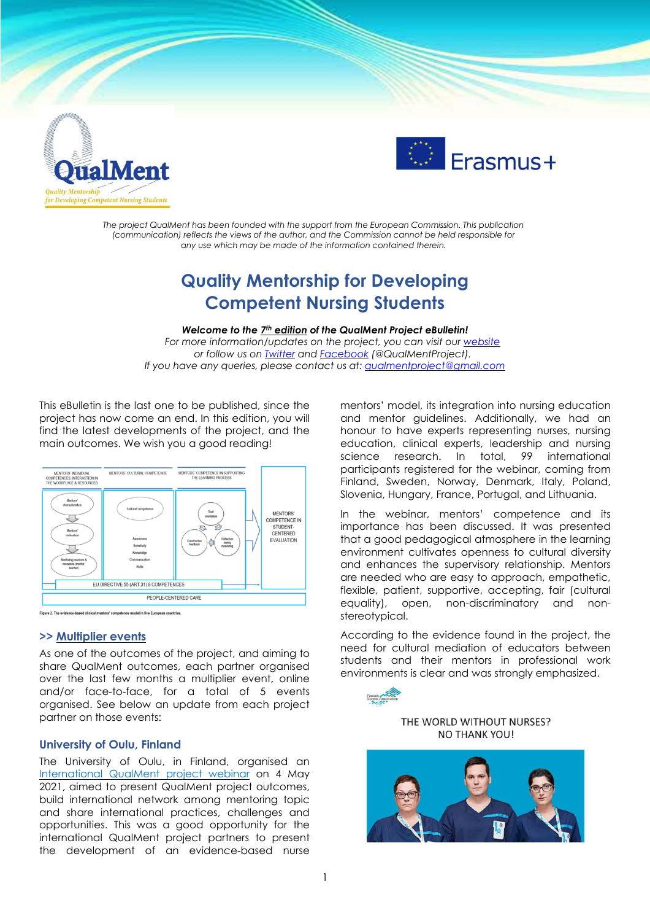The project QualMent has been founded with the support from the European Commission. This publication (communication) reflects the views of the author, and the Commission cannot be held responsible for any use which may be made of the information contained therein.

# Quality Mentorship for Developing Competent Nursing Students

***Welcome to the 7th edition of the QualMent Project eBulletin!***
*For more information/updates on the project, you can visit our website or follow us on Twitter and Facebook (@QualMentProject).*
*If you have any queries, please contact us at: qualmentproject@gmail.com*

This eBulletin is the last one to be published, since the project has now come an end. In this edition, you will find the latest developments of the project, and the main outcomes. We wish you a good reading!

Figure 2. The evidence-based clinical mentors' competence model in five European countries.

## >> Multiplier events

As one of the outcomes of the project, and aiming to share QualMent outcomes, each partner organised over the last few months a multiplier event, online and/or face-to-face, for a total of 5 events organised. See below an update from each project partner on those events:

### University of Oulu, Finland

The University of Oulu, in Finland, organised an International QualMent project webinar on 4 May 2021, aimed to present QualMent project outcomes, build international network among mentoring topic and share international practices, challenges and opportunities. This was a good opportunity for the international QualMent project partners to present the development of an evidence-based nurse mentors' model, its integration into nursing education and mentor guidelines. Additionally, we had an honour to have experts representing nurses, nursing education, clinical experts, leadership and nursing science research. In total, 99 international participants registered for the webinar, coming from Finland, Sweden, Norway, Denmark, Italy, Poland, Slovenia, Hungary, France, Portugal, and Lithuania.

In the webinar, mentors' competence and its importance has been discussed. It was presented that a good pedagogical atmosphere in the learning environment cultivates openness to cultural diversity and enhances the supervisory relationship. Mentors are needed who are easy to approach, empathetic, flexible, patient, supportive, accepting, fair (cultural equality), open, non-discriminatory and non-stereotypical.

According to the evidence found in the project, the need for cultural mediation of educators between students and their mentors in professional work environments is clear and was strongly emphasized.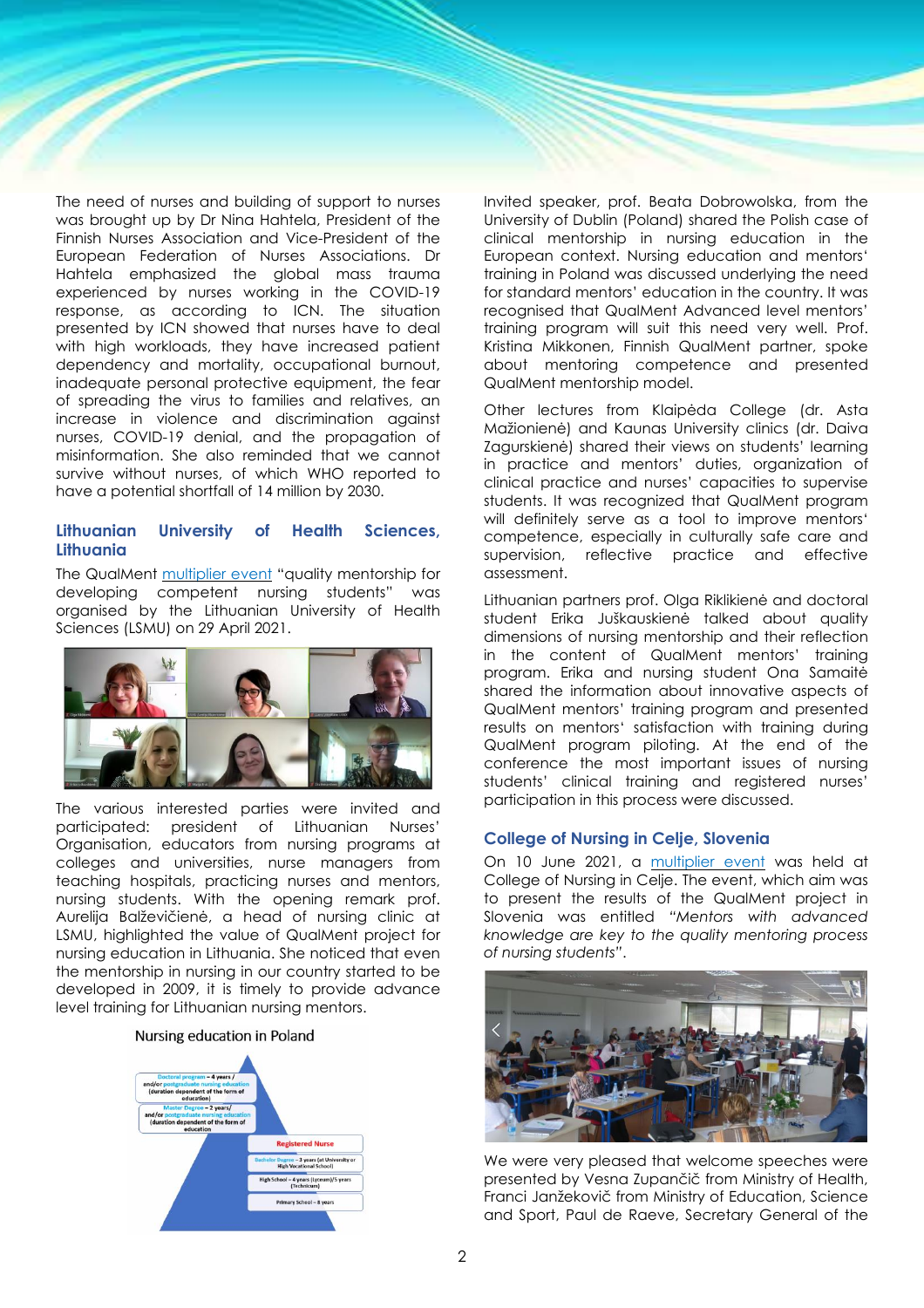The need of nurses and building of support to nurses was brought up by Dr Nina Hahtela, President of the Finnish Nurses Association and Vice-President of the European Federation of Nurses Associations. Dr Hahtela emphasized the global mass trauma experienced by nurses working in the COVID-19 response, as according to ICN. The situation presented by ICN showed that nurses have to deal with high workloads, they have increased patient dependency and mortality, occupational burnout, inadequate personal protective equipment, the fear of spreading the virus to families and relatives, an increase in violence and discrimination against nurses, COVID-19 denial, and the propagation of misinformation. She also reminded that we cannot survive without nurses, of which WHO reported to have a potential shortfall of 14 million by 2030.

## Lithuanian University of Health Sciences, Lithuania

The QualMent multiplier event "quality mentorship for developing competent nursing students" was organised by the Lithuanian University of Health Sciences (LSMU) on 29 April 2021.

The various interested parties were invited and participated: president of Lithuanian Nurses' Organisation, educators from nursing programs at colleges and universities, nurse managers from teaching hospitals, practicing nurses and mentors, nursing students. With the opening remark prof. Aurelija Blaževičienė, a head of nursing clinic at LSMU, highlighted the value of QualMent project for nursing education in Lithuania. She noticed that even the mentorship in nursing in our country started to be developed in 2009, it is timely to provide advance level training for Lithuanian nursing mentors.

Nursing education in Poland

Invited speaker, prof. Beata Dobrowolska, from the University of Dublin (Poland) shared the Polish case of clinical mentorship in nursing education in the European context. Nursing education and mentors' training in Poland was discussed underlying the need for standard mentors' education in the country. It was recognised that QualMent Advanced level mentors' training program will suit this need very well. Prof. Kristina Mikkonen, Finnish QualMent partner, spoke about mentoring competence and presented QualMent mentorship model.

Other lectures from Klaipėda College (dr. Asta Mažionienė) and Kaunas University clinics (dr. Daiva Zagurskienė) shared their views on students' learning in practice and mentors' duties, organization of clinical practice and nurses' capacities to supervise students. It was recognized that QualMent program will definitely serve as a tool to improve mentors' competence, especially in culturally safe care and supervision, reflective practice and effective assessment.

Lithuanian partners prof. Olga Riklikienė and doctoral student Erika Juškauskienė talked about quality dimensions of nursing mentorship and their reflection in the content of QualMent mentors' training program. Erika and nursing student Ona Samaitė shared the information about innovative aspects of QualMent mentors' training program and presented results on mentors' satisfaction with training during QualMent program piloting. At the end of the conference the most important issues of nursing students' clinical training and registered nurses' participation in this process were discussed.

## College of Nursing in Celje, Slovenia

On 10 June 2021, a multiplier event was held at College of Nursing in Celje. The event, which aim was to present the results of the QualMent project in Slovenia was entitled *"Mentors with advanced knowledge are key to the quality mentoring process of nursing students"*.

We were very pleased that welcome speeches were presented by Vesna Zupančič from Ministry of Health, Franci Janžekovič from Ministry of Education, Science and Sport, Paul de Raeve, Secretary General of the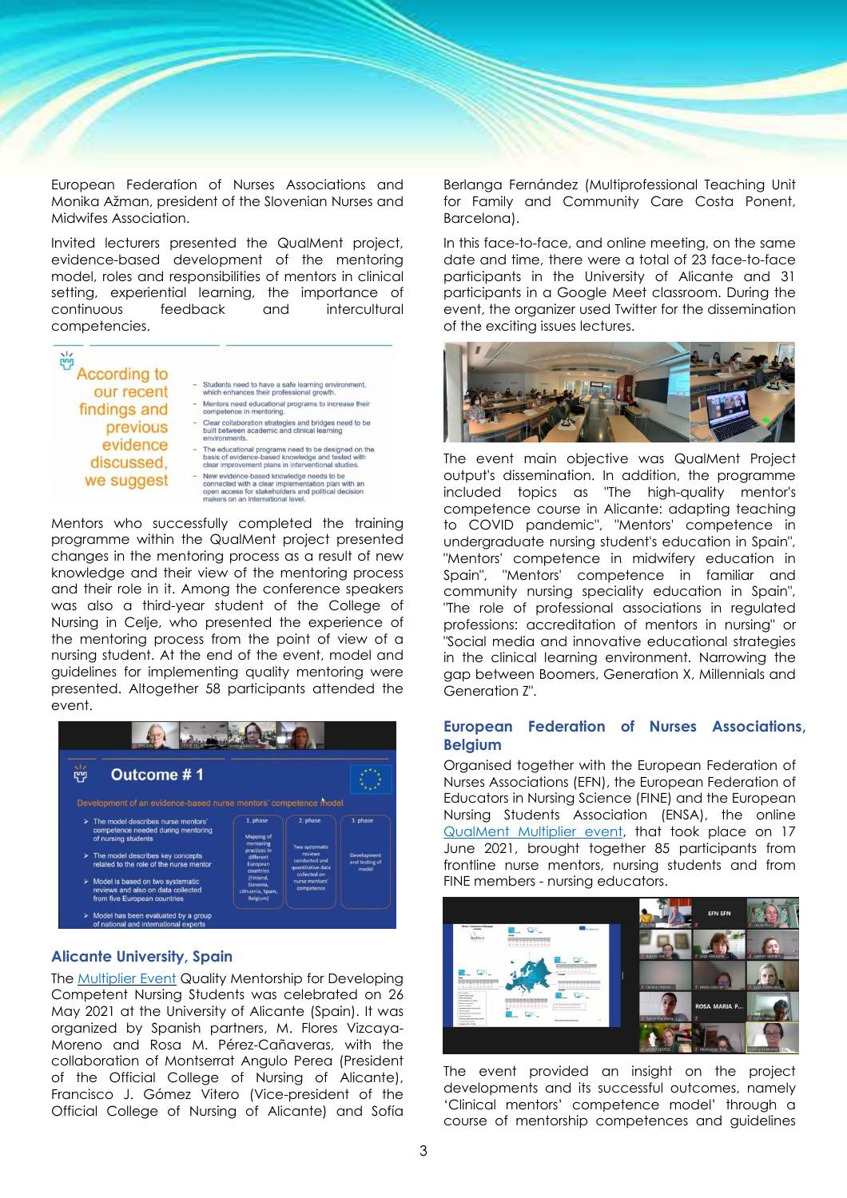European Federation of Nurses Associations and Monika Ažman, president of the Slovenian Nurses and Midwifes Association.

Invited lecturers presented the QualMent project, evidence-based development of the mentoring model, roles and responsibilities of mentors in clinical setting, experiential learning, the importance of continuous feedback and intercultural competencies.

Mentors who successfully completed the training programme within the QualMent project presented changes in the mentoring process as a result of new knowledge and their view of the mentoring process and their role in it. Among the conference speakers was also a third-year student of the College of Nursing in Celje, who presented the experience of the mentoring process from the point of view of a nursing student. At the end of the event, model and guidelines for implementing quality mentoring were presented. Altogether 58 participants attended the event.

## Alicante University, Spain

The Multiplier Event Quality Mentorship for Developing Competent Nursing Students was celebrated on 26 May 2021 at the University of Alicante (Spain). It was organized by Spanish partners, M. Flores Vizcaya-Moreno and Rosa M. Pérez-Cañaveras, with the collaboration of Montserrat Angulo Perea (President of the Official College of Nursing of Alicante), Francisco J. Gómez Vitero (Vice-president of the Official College of Nursing of Alicante) and Sofía Berlanga Fernández (Multiprofessional Teaching Unit for Family and Community Care Costa Ponent, Barcelona).

In this face-to-face, and online meeting, on the same date and time, there were a total of 23 face-to-face participants in the University of Alicante and 31 participants in a Google Meet classroom. During the event, the organizer used Twitter for the dissemination of the exciting issues lectures.

The event main objective was QualMent Project output's dissemination. In addition, the programme included topics as "The high-quality mentor's competence course in Alicante: adapting teaching to COVID pandemic", "Mentors' competence in undergraduate nursing student's education in Spain", "Mentors' competence in midwifery education in Spain", "Mentors' competence in familiar and community nursing speciality education in Spain", "The role of professional associations in regulated professions: accreditation of mentors in nursing" or "Social media and innovative educational strategies in the clinical learning environment. Narrowing the gap between Boomers, Generation X, Millennials and Generation Z".

## European Federation of Nurses Associations, Belgium

Organised together with the European Federation of Nurses Associations (EFN), the European Federation of Educators in Nursing Science (FINE) and the European Nursing Students Association (ENSA), the online QualMent Multiplier event, that took place on 17 June 2021, brought together 85 participants from frontline nurse mentors, nursing students and from FINE members - nursing educators.

The event provided an insight on the project developments and its successful outcomes, namely 'Clinical mentors' competence model' through a course of mentorship competences and guidelines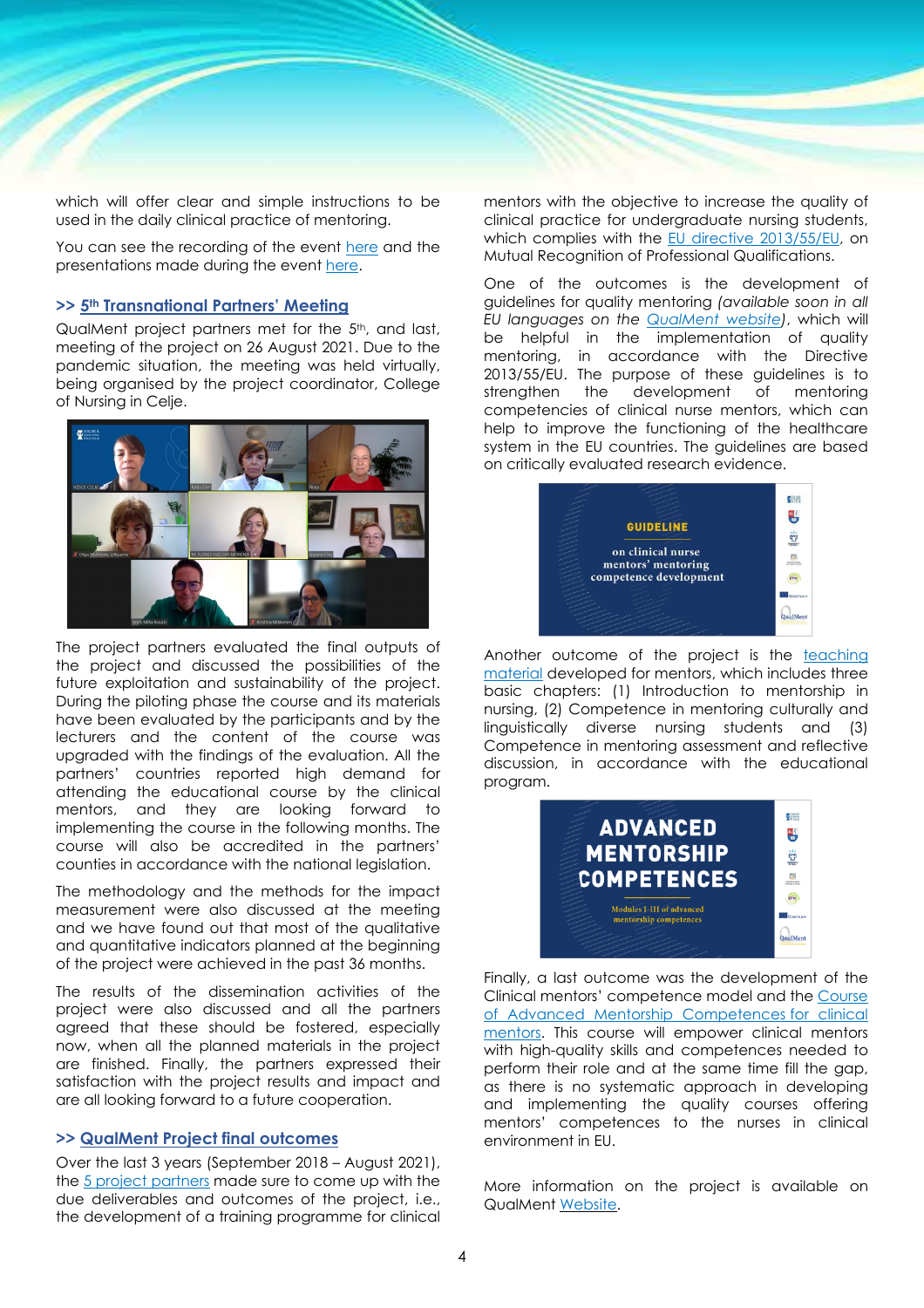which will offer clear and simple instructions to be used in the daily clinical practice of mentoring.

You can see the recording of the event here and the presentations made during the event here.

### >> 5th Transnational Partners' Meeting

QualMent project partners met for the 5th, and last, meeting of the project on 26 August 2021. Due to the pandemic situation, the meeting was held virtually, being organised by the project coordinator, College of Nursing in Celje.

The project partners evaluated the final outputs of the project and discussed the possibilities of the future exploitation and sustainability of the project. During the piloting phase the course and its materials have been evaluated by the participants and by the lecturers and the content of the course was upgraded with the findings of the evaluation. All the partners' countries reported high demand for attending the educational course by the clinical mentors, and they are looking forward to implementing the course in the following months. The course will also be accredited in the partners' counties in accordance with the national legislation.

The methodology and the methods for the impact measurement were also discussed at the meeting and we have found out that most of the qualitative and quantitative indicators planned at the beginning of the project were achieved in the past 36 months.

The results of the dissemination activities of the project were also discussed and all the partners agreed that these should be fostered, especially now, when all the planned materials in the project are finished. Finally, the partners expressed their satisfaction with the project results and impact and are all looking forward to a future cooperation.

### >> QualMent Project final outcomes

Over the last 3 years (September 2018 – August 2021), the 5 project partners made sure to come up with the due deliverables and outcomes of the project, i.e., the development of a training programme for clinical mentors with the objective to increase the quality of clinical practice for undergraduate nursing students, which complies with the EU directive 2013/55/EU, on Mutual Recognition of Professional Qualifications.

One of the outcomes is the development of guidelines for quality mentoring *(available soon in all EU languages on the QualMent website)*, which will be helpful in the implementation of quality mentoring, in accordance with the Directive 2013/55/EU. The purpose of these guidelines is to strengthen the development of mentoring competencies of clinical nurse mentors, which can help to improve the functioning of the healthcare system in the EU countries. The guidelines are based on critically evaluated research evidence.

Another outcome of the project is the teaching material developed for mentors, which includes three basic chapters: (1) Introduction to mentorship in nursing, (2) Competence in mentoring culturally and linguistically diverse nursing students and (3) Competence in mentoring assessment and reflective discussion, in accordance with the educational program.

Finally, a last outcome was the development of the Clinical mentors' competence model and the Course of Advanced Mentorship Competences for clinical mentors. This course will empower clinical mentors with high-quality skills and competences needed to perform their role and at the same time fill the gap, as there is no systematic approach in developing and implementing the quality courses offering mentors' competences to the nurses in clinical environment in EU.

More information on the project is available on QualMent Website.